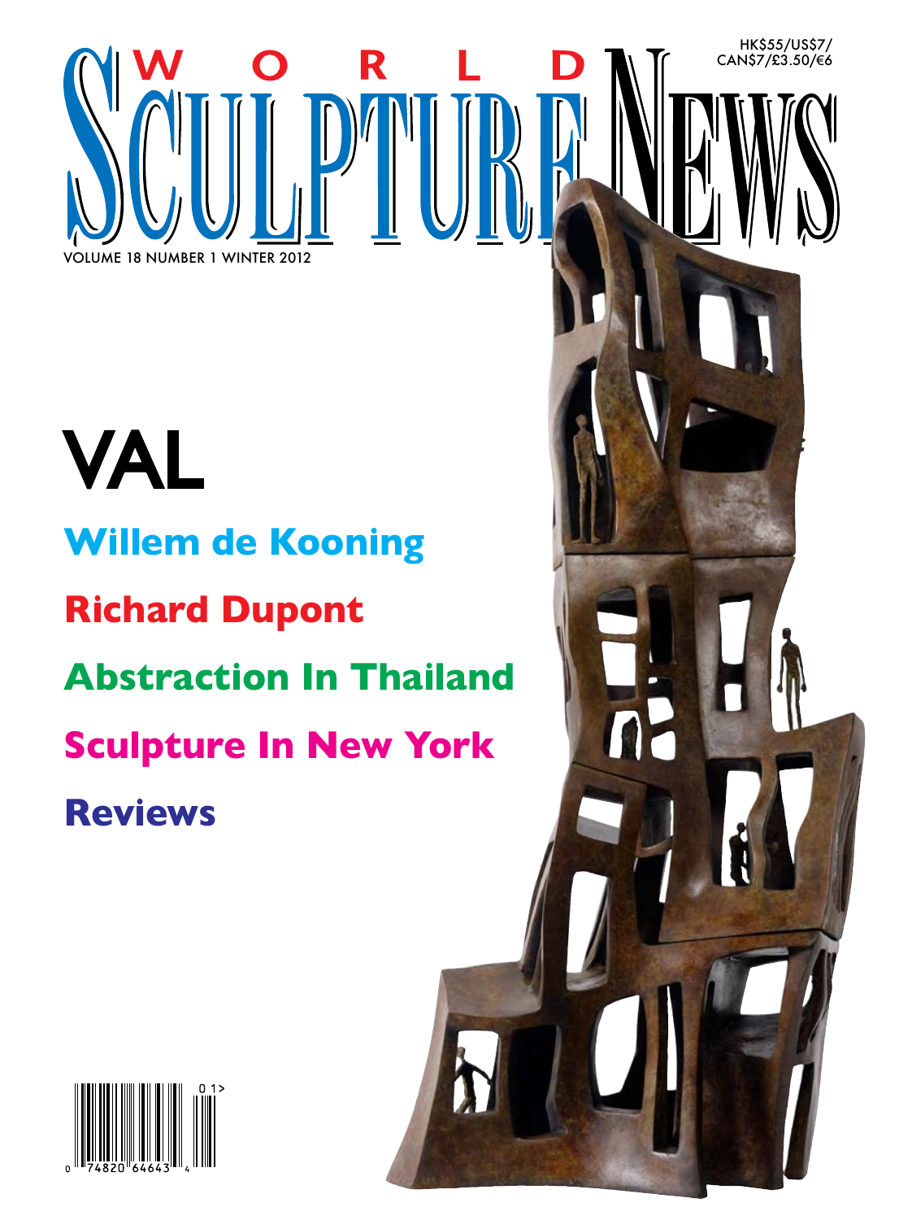# WORLD SCULPTURE NEWS

HK$55/US$7/ CAN$7/£3.50/€6

VOLUME 18 NUMBER 1 WINTER 2012

## VAL

**Willem de Kooning**

**Richard Dupont**

**Abstraction In Thailand**

**Sculpture In New York**

**Reviews**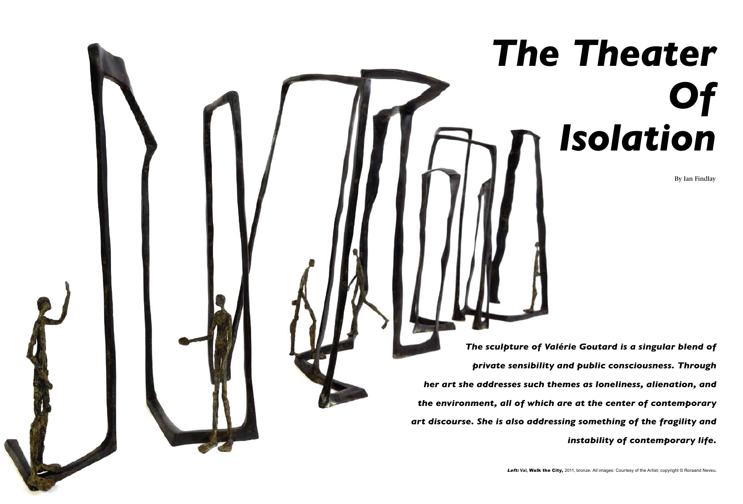# *The Theater Of Isolation*

By Ian Findlay

***The sculpture of Valérie Goutard is a singular blend of private sensibility and public consciousness. Through her art she addresses such themes as loneliness, alienation, and the environment, all of which are at the center of contemporary art discourse. She is also addressing something of the fragility and instability of contemporary life.***

***Left:*** **Val, Walk the City,** 2011, bronze. All images: Courtesy of the Artist; copyright © Roraand Neveu.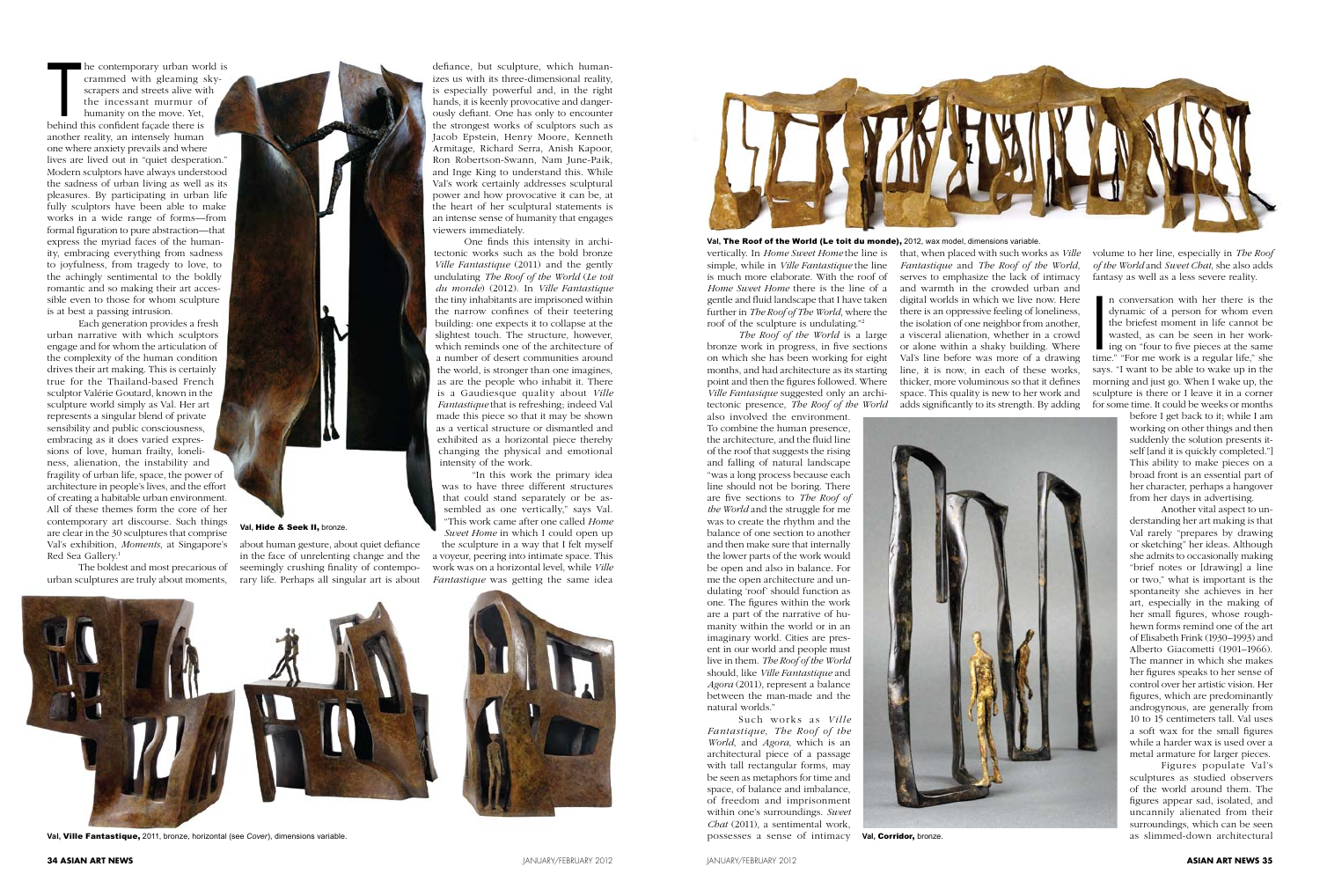The contemporary urban world is crammed with gleaming skyscrapers and streets alive with the incessant murmur of humanity on the move. Yet, behind this confident façade there is another reality, an intensely human one where anxiety prevails and where lives are lived out in "quiet desperation." Modern sculptors have always understood the sadness of urban living as well as its pleasures. By participating in urban life fully sculptors have been able to make works in a wide range of forms—from formal figuration to pure abstraction—that express the myriad faces of the humanity, embracing everything from sadness to joyfulness, from tragedy to love, to the achingly sentimental to the boldly romantic and so making their art accessible even to those for whom sculpture is at best a passing intrusion.

Each generation provides a fresh urban narrative with which sculptors engage and for whom the articulation of the complexity of the human condition drives their art making. This is certainly true for the Thailand-based French sculptor Valérie Goutard, known in the sculpture world simply as Val. Her art represents a singular blend of private sensibility and public consciousness, embracing as it does varied expressions of love, human frailty, loneliness, alienation, the instability and fragility of urban life, space, the power of architecture in people's lives, and the effort of creating a habitable urban environment. All of these themes form the core of her contemporary art discourse. Such things are clear in the 30 sculptures that comprise Val's exhibition, *Moments*, at Singapore's Red Sea Gallery.[1]

The boldest and most precarious of urban sculptures are truly about moments, about human gesture, about quiet defiance in the face of unrelenting change and the seemingly crushing finality of contemporary life. Perhaps all singular art is about defiance, but sculpture, which humanizes us with its three-dimensional reality, is especially powerful and, in the right hands, it is keenly provocative and dangerously defiant. One has only to encounter the strongest works of sculptors such as Jacob Epstein, Henry Moore, Kenneth Armitage, Richard Serra, Anish Kapoor, Ron Robertson-Swann, Nam June-Paik, and Inge King to understand this. While Val's work certainly addresses sculptural power and how provocative it can be, at the heart of her sculptural statements is an intense sense of humanity that engages viewers immediately.

**Val, Hide & Seek II,** bronze.

One finds this intensity in architectonic works such as the bold bronze *Ville Fantastique* (2011) and the gently undulating *The Roof of the World* (*Le toit du monde*) (2012). In *Ville Fantastique* the tiny inhabitants are imprisoned within the narrow confines of their teetering building: one expects it to collapse at the slightest touch. The structure, however, which reminds one of the architecture of a number of desert communities around the world, is stronger than one imagines, as are the people who inhabit it. There is a Gaudiesque quality about *Ville Fantastique* that is refreshing; indeed Val made this piece so that it may be shown as a vertical structure or dismantled and exhibited as a horizontal piece thereby changing the physical and emotional intensity of the work.

"In this work the primary idea was to have three different structures that could stand separately or be assembled as one vertically," says Val. "This work came after one called *Home Sweet Home* in which I could open up the sculpture in a way that I felt myself a voyeur, peering into intimate space. This work was on a horizontal level, while *Ville Fantastique* was getting the same idea vertically. In *Home Sweet Home* the line is simple, while in *Ville Fantastique* the line is much more elaborate. With the roof of *Home Sweet Home* there is the line of a gentle and fluid landscape that I have taken further in *The Roof of The World*, where the roof of the sculpture is undulating."[2]

**Val, Ville Fantastique,** 2011, bronze, horizontal (see *Cover*), dimensions variable.

**Val, The Roof of the World (Le toit du monde),** 2012, wax model, dimensions variable.

*The Roof of the World* is a large bronze work in progress, in five sections on which she has been working for eight months, and had architecture as its starting point and then the figures followed. Where *Ville Fantasique* suggested only an architectonic presence, *The Roof of the World* also involved the environment. To combine the human presence, the architecture, and the fluid line of the roof that suggests the rising and falling of natural landscape "was a long process because each line should not be boring. There are five sections to *The Roof of the World* and the struggle for me was to create the rhythm and the balance of one section to another and then make sure that internally the lower parts of the work would be open and also in balance. For me the open architecture and undulating 'roof' should function as one. The figures within the work are a part of the narrative of humanity within the world or in an imaginary world. Cities are present in our world and people must live in them. *The Roof of the World* should, like *Ville Fantastique* and *Agora* (2011), represent a balance between the man-made and the natural worlds."

Such works as *Ville Fantastique*, *The Roof of the World*, and *Agora*, which is an architectural piece of a passage with tall rectangular forms, may be seen as metaphors for time and space, of balance and imbalance, of freedom and imprisonment within one's surroundings. *Sweet Chat* (2011), a sentimental work, possesses a sense of intimacy that, when placed with such works as *Ville Fantastique* and *The Roof of the World*, serves to emphasize the lack of intimacy and warmth in the crowded urban and digital worlds in which we live now. Here there is an oppressive feeling of loneliness, the isolation of one neighbor from another, a visceral alienation, whether in a crowd or alone within a shaky building. Where Val's line before was more of a drawing line, it is now, in each of these works, thicker, more voluminous so that it defines space. This quality is new to her work and adds significantly to its strength. By adding volume to her line, especially in *The Roof of the World* and *Sweet Chat*, she also adds fantasy as well as a less severe reality.

**Val, Corridor,** bronze.

In conversation with her there is the dynamic of a person for whom even the briefest moment in life cannot be wasted, as can be seen in her working on "four to five pieces at the same time." "For me work is a regular life," she says. "I want to be able to wake up in the morning and just go. When I wake up, the sculpture is there or I leave it in a corner for some time. It could be weeks or months before I get back to it; while I am working on other things and then suddenly the solution presents itself [and it is quickly completed.]" This ability to make pieces on a broad front is an essential part of her character, perhaps a hangover from her days in advertising.

Another vital aspect to understanding her art making is that Val rarely "prepares by drawing or sketching" her ideas. Although she admits to occasionally making "brief notes or [drawing] a line or two," what is important is the spontaneity she achieves in her art, especially in the making of her small figures, whose roughhewn forms remind one of the art of Elisabeth Frink (1930–1993) and Alberto Giacometti (1901–1966). The manner in which she makes her figures speaks to her sense of control over her artistic vision. Her figures, which are predominantly androgynous, are generally from 10 to 15 centimeters tall. Val uses a soft wax for the small figures while a harder wax is used over a metal armature for larger pieces.

Figures populate Val's sculptures as studied observers of the world around them. The figures appear sad, isolated, and uncannily alienated from their surroundings, which can be seen as slimmed-down architectural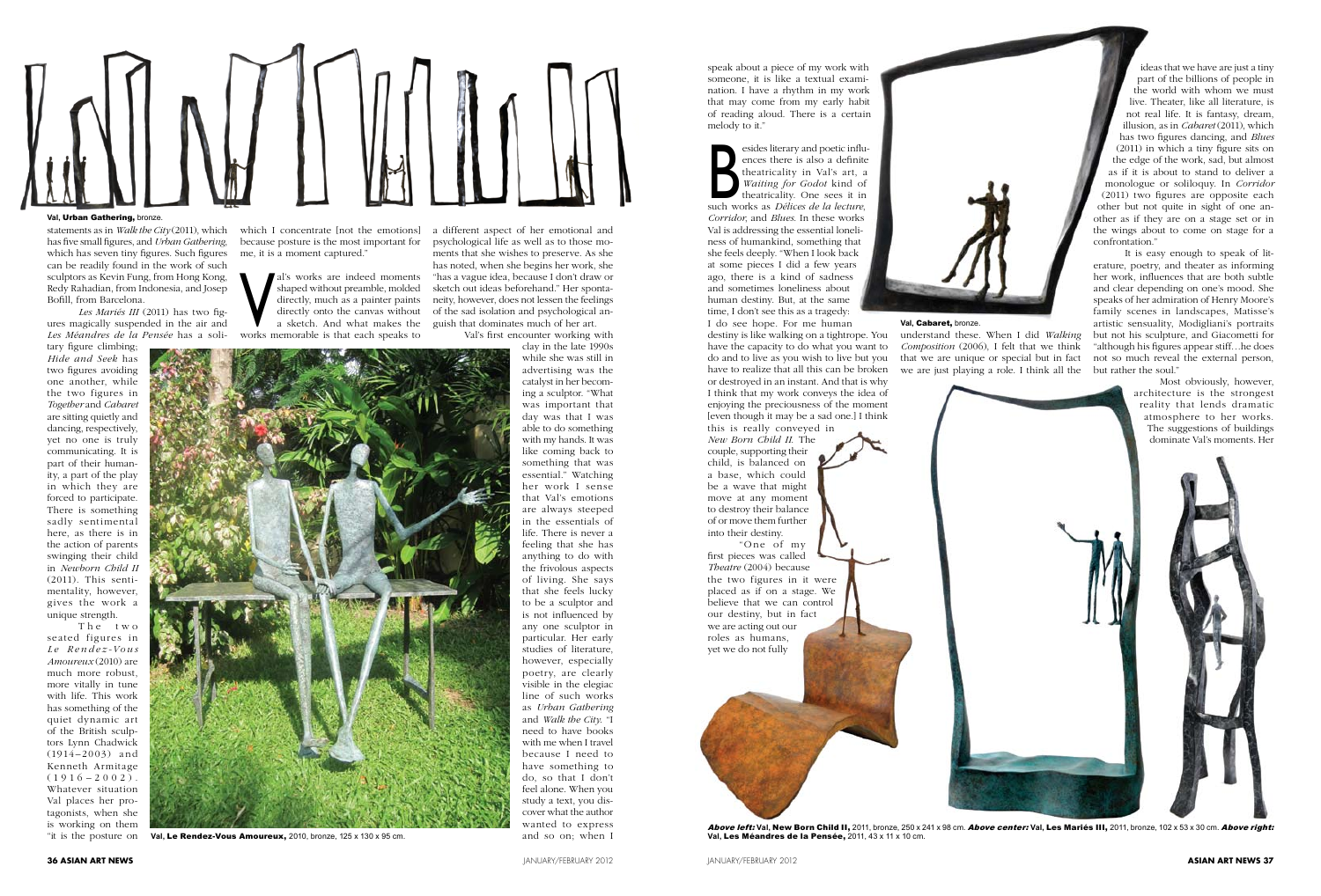**Val, Urban Gathering,** bronze.

statements as in *Walk the City* (2011), which has five small figures, and *Urban Gathering*, which has seven tiny figures. Such figures can be readily found in the work of such sculptors as Kevin Fung, from Hong Kong, Redy Rahadian, from Indonesia, and Josep Bofill, from Barcelona.

*Les Mariés III* (2011) has two figures magically suspended in the air and *Les Méandres de la Pensée* has a solitary figure climbing; *Hide and Seek* has two figures avoiding one another, while the two figures in *Together* and *Cabaret* are sitting quietly and dancing, respectively, yet no one is truly communicating. It is part of their humanity, a part of the play in which they are forced to participate. There is something sadly sentimental here, as there is in the action of parents swinging their child in *Newborn Child II* (2011). This sentimentality, however, gives the work a unique strength.

The two seated figures in *Le Rendez-Vous Amoureux* (2010) are much more robust, more vitally in tune with life. This work has something of the quiet dynamic art of the British sculptors Lynn Chadwick (1914–2003) and Kenneth Armitage (1916–2002). Whatever situation Val places her protagonists, when she is working on them "it is the posture on which I concentrate [not the emotions] because posture is the most important for me, it is a moment captured."

Val's works are indeed moments shaped without preamble, molded directly, much as a painter paints directly onto the canvas without a sketch. And what makes the works memorable is that each speaks to a different aspect of her emotional and psychological life as well as to those moments that she wishes to preserve. As she has noted, when she begins her work, she "has a vague idea, because I don't draw or sketch out ideas beforehand." Her spontaneity, however, does not lessen the feelings of the sad isolation and psychological anguish that dominates much of her art.

Val's first encounter working with clay in the late 1990s while she was still in advertising was the catalyst in her becoming a sculptor. "What was important that day was that I was able to do something with my hands. It was like coming back to something that was essential." Watching her work I sense that Val's emotions are always steeped in the essentials of life. There is never a feeling that she has anything to do with the frivolous aspects of living. She says that she feels lucky to be a sculptor and is not influenced by any one sculptor in particular. Her early studies of literature, however, especially poetry, are clearly visible in the elegiac line of such works as *Urban Gathering* and *Walk the City*. "I need to have books with me when I travel because I need to have something to do, so that I don't feel alone. When you study a text, you discover what the author wanted to express and so on; when I speak about a piece of my work with someone, it is like a textual examination. I have a rhythm in my work that may come from my early habit of reading aloud. There is a certain melody to it."

**Val, Le Rendez-Vous Amoureux,** 2010, bronze, 125 x 130 x 95 cm.

Besides literary and poetic influences there is also a definite theatricality in Val's art, a *Waiting for Godot* kind of theatricality. One sees it in such works as *Délices de la lecture*, *Corridor*, and *Blues*. In these works Val is addressing the essential loneliness of humankind, something that she feels deeply. "When I look back at some pieces I did a few years ago, there is a kind of sadness and sometimes loneliness about human destiny. But, at the same time, I don't see this as a tragedy: I do see hope. For me human destiny is like walking on a tightrope. You have the capacity to do what you want to do and to live as you wish to live but you have to realize that all this can be broken or destroyed in an instant. And that is why I think that my work conveys the idea of enjoying the preciousness of the moment [even though it may be a sad one.] I think this is really conveyed in *New Born Child II*. The couple, supporting their child, is balanced on a base, which could be a wave that might move at any moment to destroy their balance of or move them further into their destiny.

"One of my first pieces was called *Theatre* (2004) because the two figures in it were placed as if on a stage. We believe that we can control our destiny, but in fact we are acting out our roles as humans, yet we do not fully understand these. When I did *Walking Composition* (2006), I felt that we think that we are unique or special but in fact we are just playing a role. I think all the ideas that we have are just a tiny part of the billions of people in the world with whom we must live. Theater, like all literature, is not real life. It is fantasy, dream, illusion, as in *Cabaret* (2011), which has two figures dancing, and *Blues* (2011) in which a tiny figure sits on the edge of the work, sad, but almost as if it is about to stand to deliver a monologue or soliloquy. In *Corridor* (2011) two figures are opposite each other but not quite in sight of one another as if they are on a stage set or in the wings about to come on stage for a confrontation."

**Val, Cabaret,** bronze.

It is easy enough to speak of literature, poetry, and theater as informing her work, influences that are both subtle and clear depending on one's mood. She speaks of her admiration of Henry Moore's family scenes in landscapes, Matisse's artistic sensuality, Modigliani's portraits but not his sculpture, and Giacometti for "although his figures appear stiff…he does not so much reveal the external person, but rather the soul."

Most obviously, however, architecture is the strongest reality that lends dramatic atmosphere to her works. The suggestions of buildings dominate Val's moments. Her

***Above left:*** **Val, New Born Child II,** 2011, bronze, 250 x 241 x 98 cm. ***Above center:*** **Val, Les Mariés III,** 2011, bronze, 102 x 53 x 30 cm. ***Above right:*** **Val, Les Méandres de la Pensée,** 2011, 43 x 11 x 10 cm.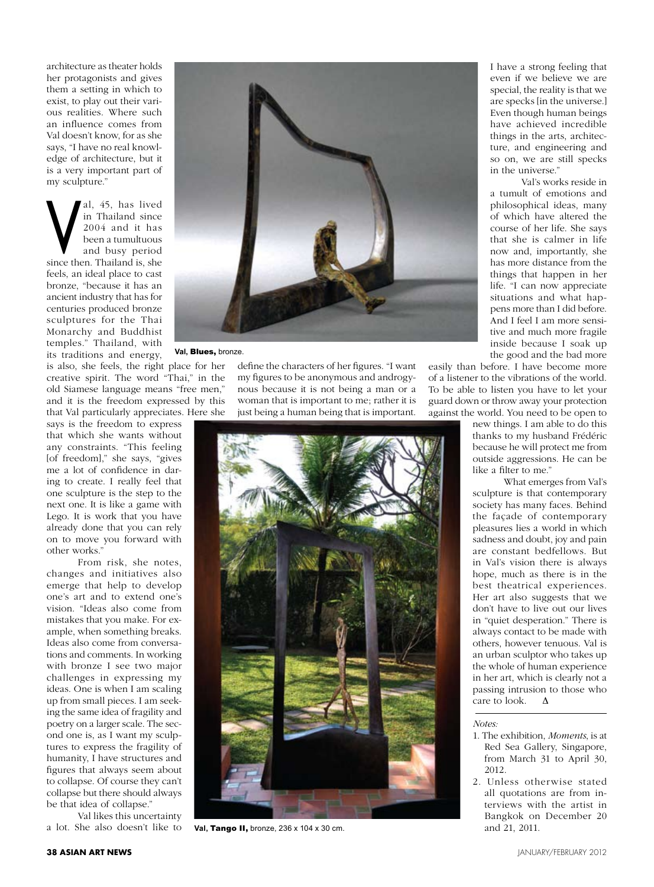architecture as theater holds her protagonists and gives them a setting in which to exist, to play out their various realities. Where such an influence comes from Val doesn't know, for as she says, "I have no real knowledge of architecture, but it is a very important part of my sculpture."

Val, 45, has lived in Thailand since 2004 and it has been a tumultuous and busy period since then. Thailand is, she feels, an ideal place to cast bronze, "because it has an ancient industry that has for centuries produced bronze sculptures for the Thai Monarchy and Buddhist temples." Thailand, with its traditions and energy, is also, she feels, the right place for her creative spirit. The word "Thai," in the old Siamese language means "free men," and it is the freedom expressed by this that Val particularly appreciates. Here she says is the freedom to express that which she wants without any constraints. "This feeling [of freedom]," she says, "gives me a lot of confidence in daring to create. I really feel that one sculpture is the step to the next one. It is like a game with Lego. It is work that you have already done that you can rely on to move you forward with other works."

From risk, she notes, changes and initiatives also emerge that help to develop one's art and to extend one's vision. "Ideas also come from mistakes that you make. For example, when something breaks. Ideas also come from conversations and comments. In working with bronze I see two major challenges in expressing my ideas. One is when I am scaling up from small pieces. I am seeking the same idea of fragility and poetry on a larger scale. The second one is, as I want my sculptures to express the fragility of humanity, I have structures and figures that always seem about to collapse. Of course they can't collapse but there should always be that idea of collapse."

Val likes this uncertainty a lot. She also doesn't like to define the characters of her figures. "I want my figures to be anonymous and androgynous because it is not being a man or a woman that is important to me; rather it is just being a human being that is important. I have a strong feeling that even if we believe we are special, the reality is that we are specks [in the universe.] Even though human beings have achieved incredible things in the arts, architecture, and engineering and so on, we are still specks in the universe."

**Val, Blues,** bronze.

**Val, Tango II,** bronze, 236 x 104 x 30 cm.

Val's works reside in a tumult of emotions and philosophical ideas, many of which have altered the course of her life. She says that she is calmer in life now and, importantly, she has more distance from the things that happen in her life. "I can now appreciate situations and what happens more than I did before. And I feel I am more sensitive and much more fragile inside because I soak up the good and the bad more easily than before. I have become more of a listener to the vibrations of the world. To be able to listen you have to let your guard down or throw away your protection against the world. You need to be open to new things. I am able to do this thanks to my husband Frédéric because he will protect me from outside aggressions. He can be like a filter to me."

What emerges from Val's sculpture is that contemporary society has many faces. Behind the façade of contemporary pleasures lies a world in which sadness and doubt, joy and pain are constant bedfellows. But in Val's vision there is always hope, much as there is in the best theatrical experiences. Her art also suggests that we don't have to live out our lives in "quiet desperation." There is always contact to be made with others, however tenuous. Val is an urban sculptor who takes up the whole of human experience in her art, which is clearly not a passing intrusion to those who care to look. Δ

*Notes:*

1. The exhibition, *Moments*, is at Red Sea Gallery, Singapore, from March 31 to April 30, 2012.
2. Unless otherwise stated all quotations are from interviews with the artist in Bangkok on December 20 and 21, 2011.